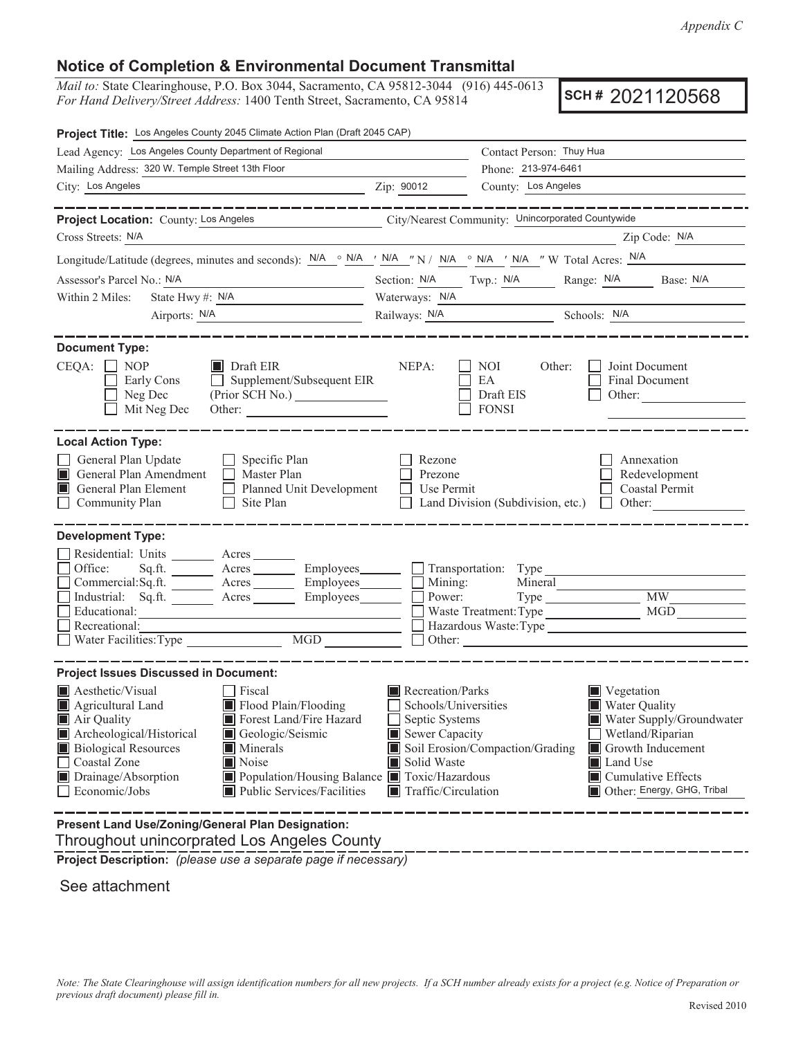*Appendix C*

## Notice of Completion & Environmental Document Transmittal

*Mail to:* State Clearinghouse, P.O. Box 3044, Sacramento, CA 95812-3044 (916) 445-0613
*For Hand Delivery/Street Address:* 1400 Tenth Street, Sacramento, CA 95814

**SCH # 2021120568**

**Project Title:** Los Angeles County 2045 Climate Action Plan (Draft 2045 CAP)

Lead Agency: Los Angeles County Department of Regional
Contact Person: Thuy Hua
Mailing Address: 320 W. Temple Street 13th Floor
Phone: 213-974-6461
City: Los Angeles
Zip: 90012
County: Los Angeles

---

**Project Location:** County: Los Angeles
City/Nearest Community: Unincorporated Countywide
Cross Streets: N/A
Zip Code: N/A

Longitude/Latitude (degrees, minutes and seconds): N/A ° N/A ′ N/A ″ N / N/A ° N/A ′ N/A ″ W Total Acres: N/A

Assessor's Parcel No.: N/A
Section: N/A Twp.: N/A Range: N/A Base: N/A

Within 2 Miles: State Hwy #: N/A
Waterways: N/A
Airports: N/A
Railways: N/A
Schools: N/A

---

**Document Type:**

CEQA:
- [ ] NOP
- [ ] Early Cons
- [ ] Neg Dec
- [ ] Mit Neg Dec
- [x] Draft EIR
- [ ] Supplement/Subsequent EIR (Prior SCH No.) ______
- Other: ______

NEPA:
- [ ] NOI
- [ ] EA
- [ ] Draft EIS
- [ ] FONSI

Other:
- [ ] Joint Document
- [ ] Final Document
- [ ] Other: ______

---

**Local Action Type:**

- [ ] General Plan Update
- [x] General Plan Amendment
- [x] General Plan Element
- [ ] Community Plan
- [ ] Specific Plan
- [ ] Master Plan
- [ ] Planned Unit Development
- [ ] Site Plan
- [ ] Rezone
- [ ] Prezone
- [ ] Use Permit
- [ ] Land Division (Subdivision, etc.)
- [ ] Annexation
- [ ] Redevelopment
- [ ] Coastal Permit
- [ ] Other: ______

---

**Development Type:**

- [ ] Residential: Units ______ Acres ______
- [ ] Office: Sq.ft. ______ Acres ______ Employees ______
- [ ] Commercial: Sq.ft. ______ Acres ______ Employees ______
- [ ] Industrial: Sq.ft. ______ Acres ______ Employees ______
- [ ] Educational: ______
- [ ] Recreational: ______
- [ ] Water Facilities: Type ______ MGD ______
- [ ] Transportation: Type ______
- [ ] Mining: Mineral ______
- [ ] Power: Type ______ MW ______
- [ ] Waste Treatment: Type ______ MGD ______
- [ ] Hazardous Waste: Type ______
- [ ] Other: ______

---

**Project Issues Discussed in Document:**

- [x] Aesthetic/Visual
- [x] Agricultural Land
- [x] Air Quality
- [x] Archeological/Historical
- [x] Biological Resources
- [ ] Coastal Zone
- [x] Drainage/Absorption
- [ ] Economic/Jobs
- [ ] Fiscal
- [x] Flood Plain/Flooding
- [x] Forest Land/Fire Hazard
- [x] Geologic/Seismic
- [x] Minerals
- [x] Noise
- [x] Population/Housing Balance
- [x] Public Services/Facilities
- [x] Recreation/Parks
- [ ] Schools/Universities
- [ ] Septic Systems
- [x] Sewer Capacity
- [x] Soil Erosion/Compaction/Grading
- [x] Solid Waste
- [x] Toxic/Hazardous
- [x] Traffic/Circulation
- [x] Vegetation
- [x] Water Quality
- [x] Water Supply/Groundwater
- [ ] Wetland/Riparian
- [x] Growth Inducement
- [x] Land Use
- [x] Cumulative Effects
- [x] Other: Energy, GHG, Tribal

---

**Present Land Use/Zoning/General Plan Designation:**

Throughout unincorprated Los Angeles County

**Project Description:** *(please use a separate page if necessary)*

See attachment

*Note: The State Clearinghouse will assign identification numbers for all new projects. If a SCH number already exists for a project (e.g. Notice of Preparation or previous draft document) please fill in.*

Revised 2010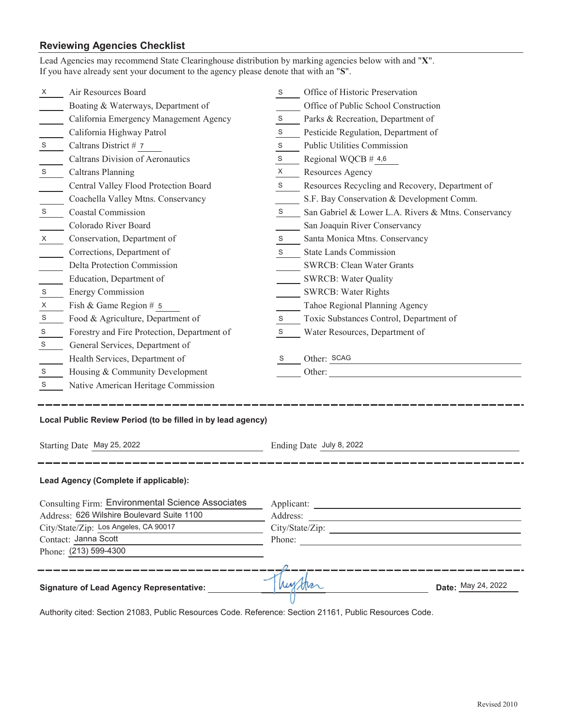## Reviewing Agencies Checklist

Lead Agencies may recommend State Clearinghouse distribution by marking agencies below with and "**X**".
If you have already sent your document to the agency please denote that with an "**S**".

| Mark | Agency | Mark | Agency |
|---|---|---|---|
| X | Air Resources Board | S | Office of Historic Preservation |
| | Boating & Waterways, Department of | | Office of Public School Construction |
| | California Emergency Management Agency | S | Parks & Recreation, Department of |
| | California Highway Patrol | S | Pesticide Regulation, Department of |
| S | Caltrans District # 7 | S | Public Utilities Commission |
| | Caltrans Division of Aeronautics | S | Regional WQCB # 4,6 |
| S | Caltrans Planning | X | Resources Agency |
| | Central Valley Flood Protection Board | S | Resources Recycling and Recovery, Department of |
| | Coachella Valley Mtns. Conservancy | | S.F. Bay Conservation & Development Comm. |
| S | Coastal Commission | S | San Gabriel & Lower L.A. Rivers & Mtns. Conservancy |
| | Colorado River Board | | San Joaquin River Conservancy |
| X | Conservation, Department of | S | Santa Monica Mtns. Conservancy |
| | Corrections, Department of | S | State Lands Commission |
| | Delta Protection Commission | | SWRCB: Clean Water Grants |
| | Education, Department of | | SWRCB: Water Quality |
| S | Energy Commission | | SWRCB: Water Rights |
| X | Fish & Game Region # 5 | | Tahoe Regional Planning Agency |
| S | Food & Agriculture, Department of | S | Toxic Substances Control, Department of |
| S | Forestry and Fire Protection, Department of | S | Water Resources, Department of |
| S | General Services, Department of | | |
| | Health Services, Department of | S | Other: SCAG |
| S | Housing & Community Development | | Other: |
| S | Native American Heritage Commission | | |

---

**Local Public Review Period (to be filled in by lead agency)**

Starting Date May 25, 2022 Ending Date July 8, 2022

---

**Lead Agency (Complete if applicable):**

Consulting Firm: Environmental Science Associates
Address: 626 Wilshire Boulevard Suite 1100
City/State/Zip: Los Angeles, CA 90017
Contact: Janna Scott
Phone: (213) 599-4300

Applicant:
Address:
City/State/Zip:
Phone:

---

**Signature of Lead Agency Representative:** [signature] **Date:** May 24, 2022

Authority cited: Section 21083, Public Resources Code. Reference: Section 21161, Public Resources Code.

Revised 2010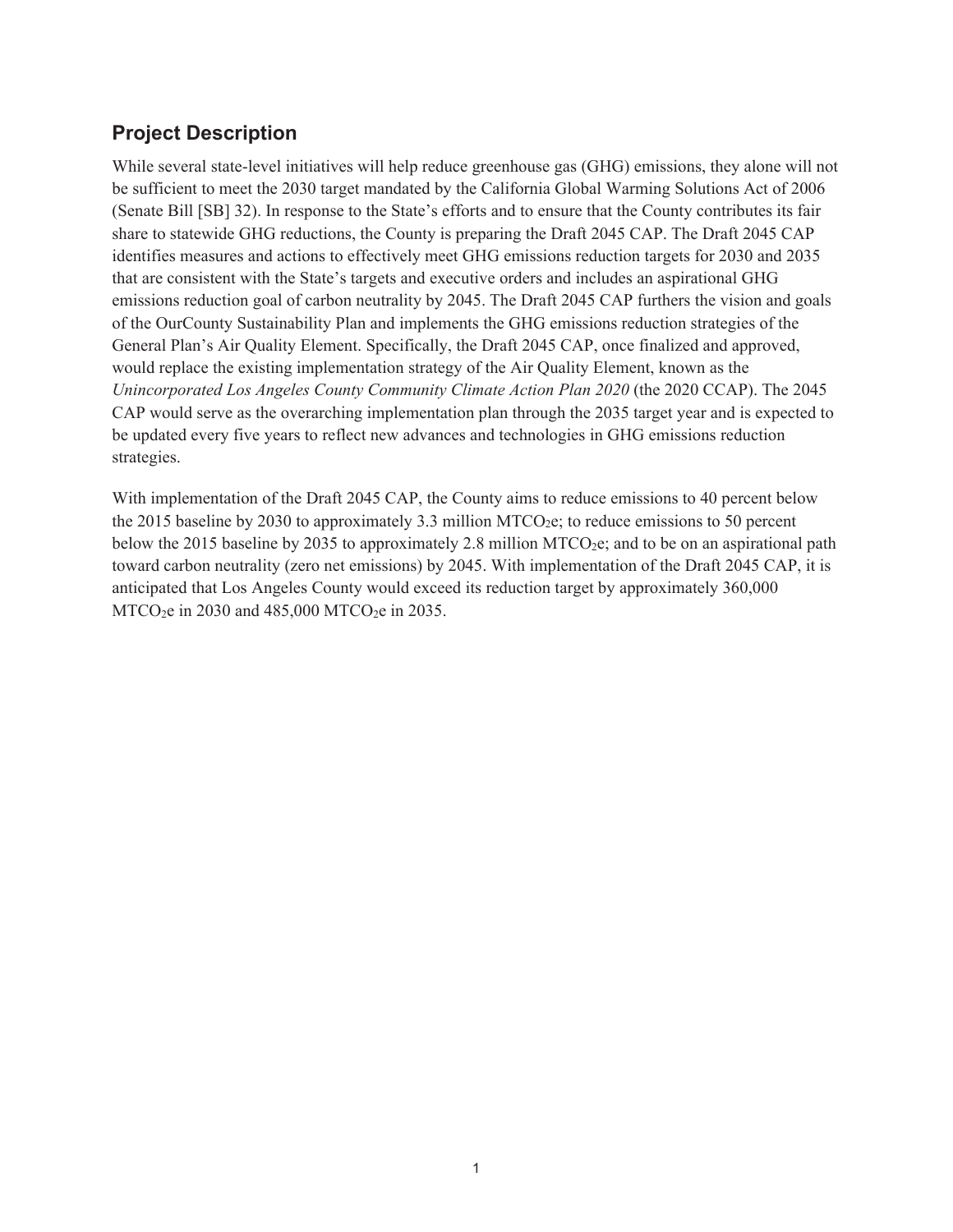## Project Description

While several state-level initiatives will help reduce greenhouse gas (GHG) emissions, they alone will not be sufficient to meet the 2030 target mandated by the California Global Warming Solutions Act of 2006 (Senate Bill [SB] 32). In response to the State's efforts and to ensure that the County contributes its fair share to statewide GHG reductions, the County is preparing the Draft 2045 CAP. The Draft 2045 CAP identifies measures and actions to effectively meet GHG emissions reduction targets for 2030 and 2035 that are consistent with the State's targets and executive orders and includes an aspirational GHG emissions reduction goal of carbon neutrality by 2045. The Draft 2045 CAP furthers the vision and goals of the OurCounty Sustainability Plan and implements the GHG emissions reduction strategies of the General Plan's Air Quality Element. Specifically, the Draft 2045 CAP, once finalized and approved, would replace the existing implementation strategy of the Air Quality Element, known as the *Unincorporated Los Angeles County Community Climate Action Plan 2020* (the 2020 CCAP). The 2045 CAP would serve as the overarching implementation plan through the 2035 target year and is expected to be updated every five years to reflect new advances and technologies in GHG emissions reduction strategies.

With implementation of the Draft 2045 CAP, the County aims to reduce emissions to 40 percent below the 2015 baseline by 2030 to approximately 3.3 million $MTCO_2e$; to reduce emissions to 50 percent below the 2015 baseline by 2035 to approximately 2.8 million $MTCO_2e$; and to be on an aspirational path toward carbon neutrality (zero net emissions) by 2045. With implementation of the Draft 2045 CAP, it is anticipated that Los Angeles County would exceed its reduction target by approximately 360,000 $MTCO_2e$ in 2030 and 485,000 $MTCO_2e$ in 2035.